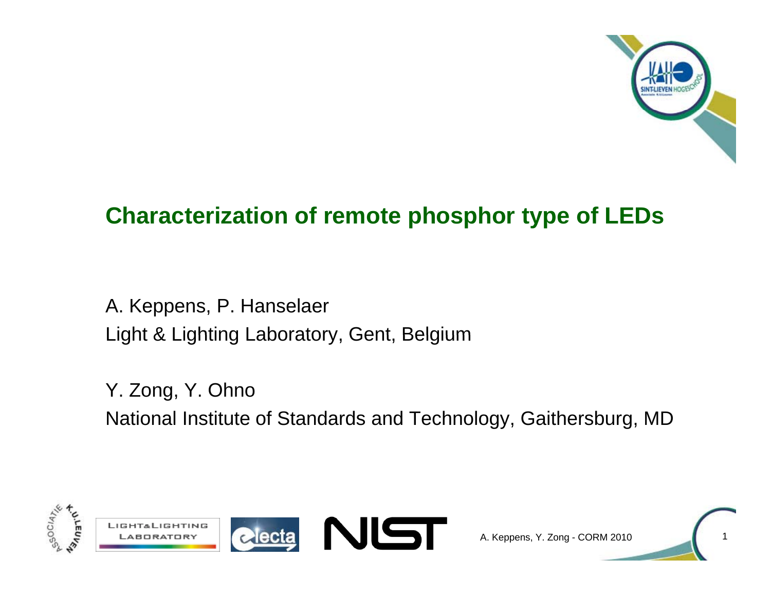# Characterization of remote phosphor type of LEDs

A. Keppens, P. Hanselaer
Light & Lighting Laboratory, Gent, Belgium

Y. Zong, Y. Ohno
National Institute of Standards and Technology, Gaithersburg, MD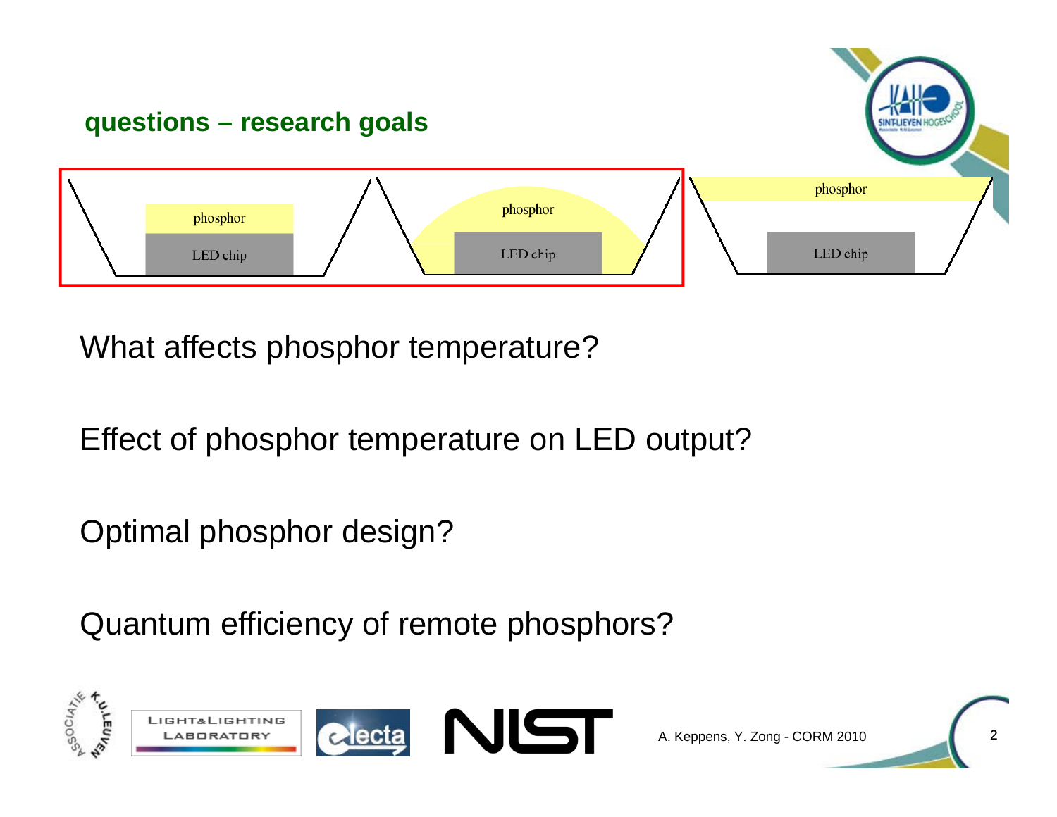## questions – research goals

phosphor

LED chip

phosphor

LED chip

phosphor

LED chip

What affects phosphor temperature?

Effect of phosphor temperature on LED output?

Optimal phosphor design?

Quantum efficiency of remote phosphors?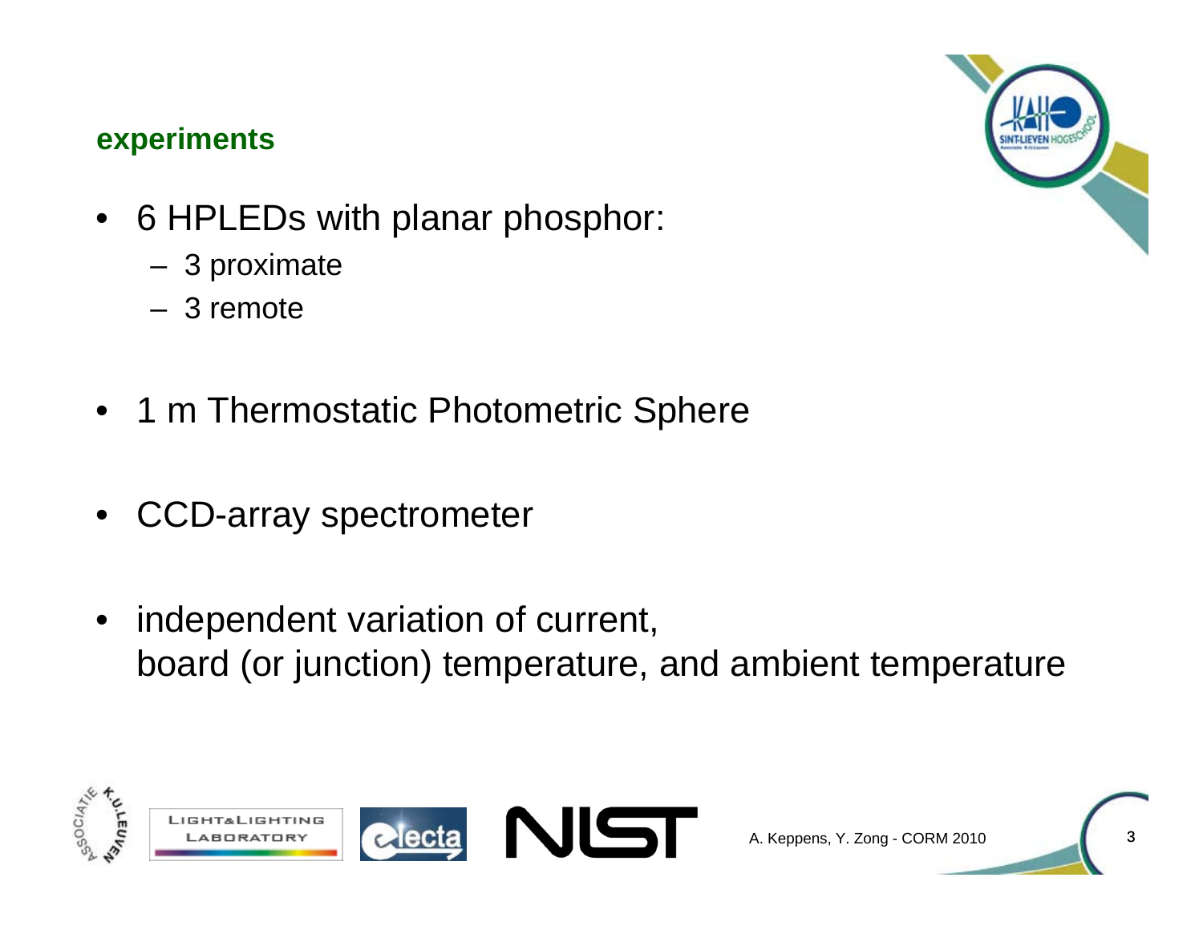## experiments

- 6 HPLEDs with planar phosphor:
  - 3 proximate
  - 3 remote
- 1 m Thermostatic Photometric Sphere
- CCD-array spectrometer
- independent variation of current, board (or junction) temperature, and ambient temperature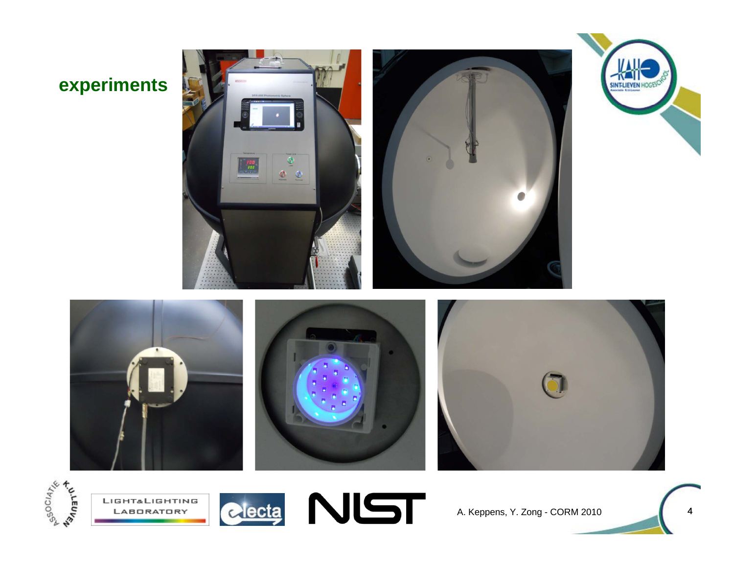## experiments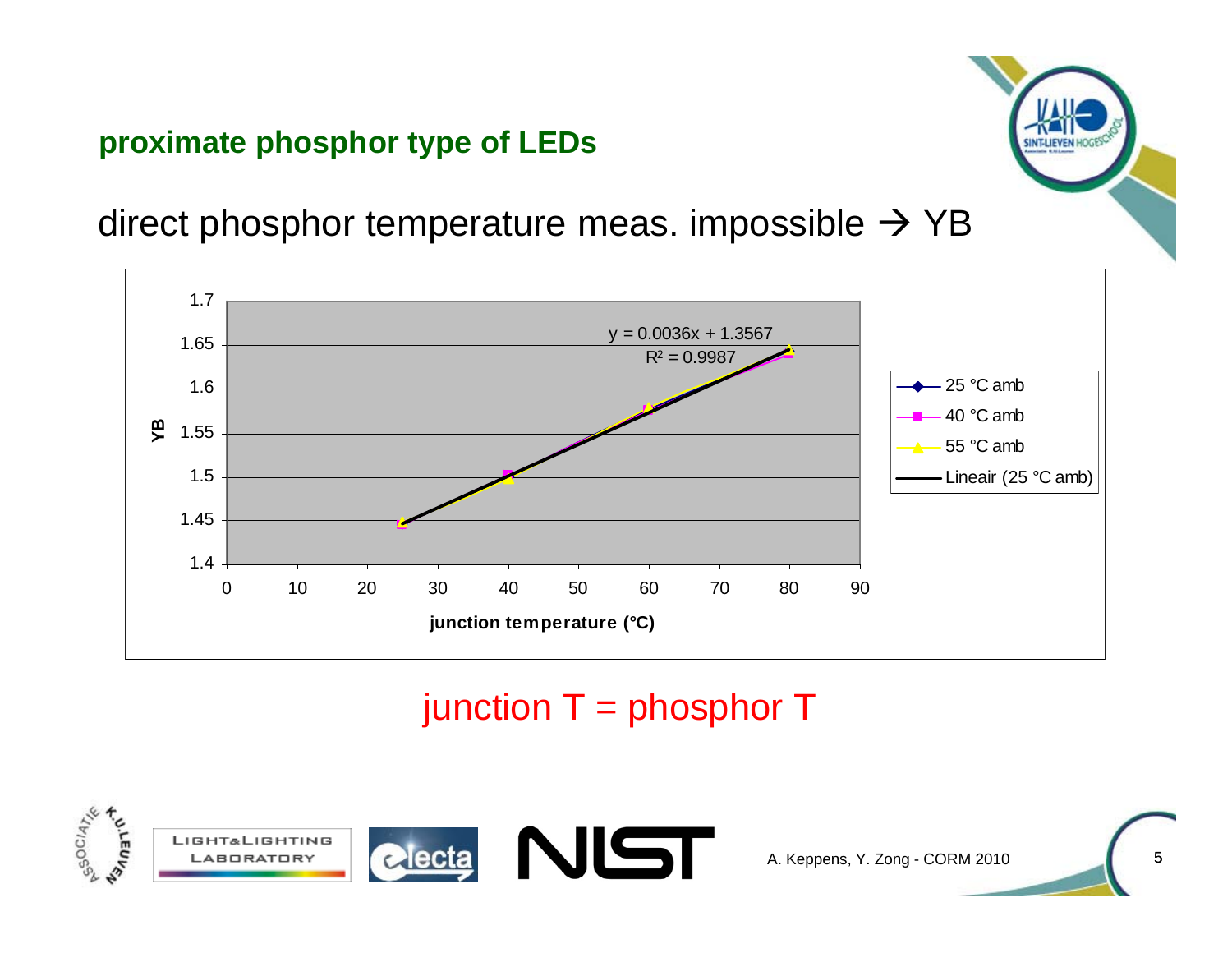## proximate phosphor type of LEDs

direct phosphor temperature meas. impossible → YB

$$y = 0.0036x + 1.3567$$
$$R^2 = 0.9987$$

- 25 °C amb
- 40 °C amb
- 55 °C amb
- Lineair (25 °C amb)

YB vs. junction temperature (°C)

junction T = phosphor T

A. Keppens, Y. Zong - CORM 2010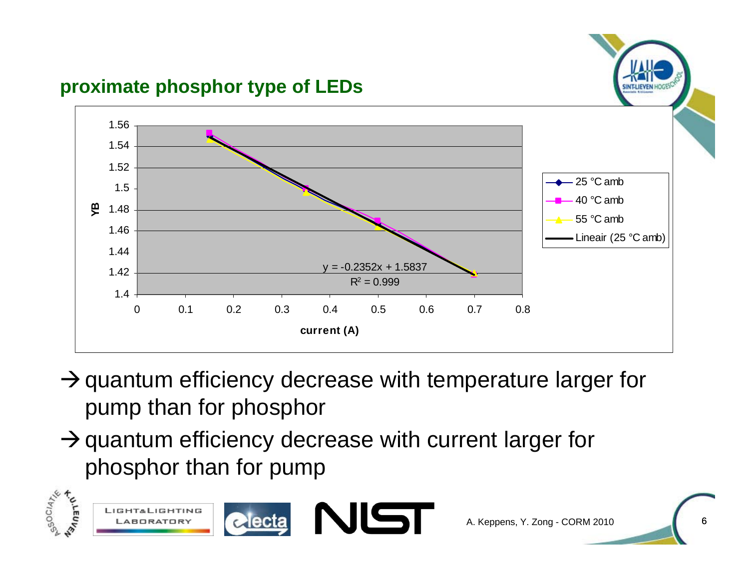## proximate phosphor type of LEDs

- → quantum efficiency decrease with temperature larger for pump than for phosphor
- → quantum efficiency decrease with current larger for phosphor than for pump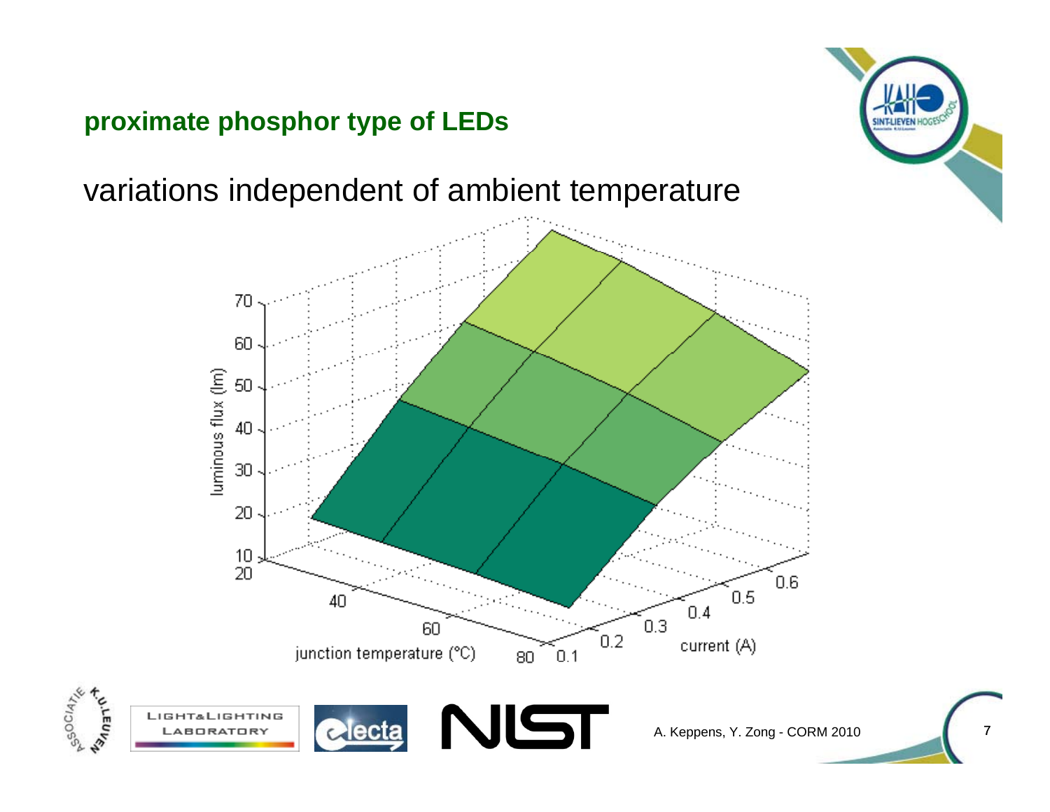## proximate phosphor type of LEDs

variations independent of ambient temperature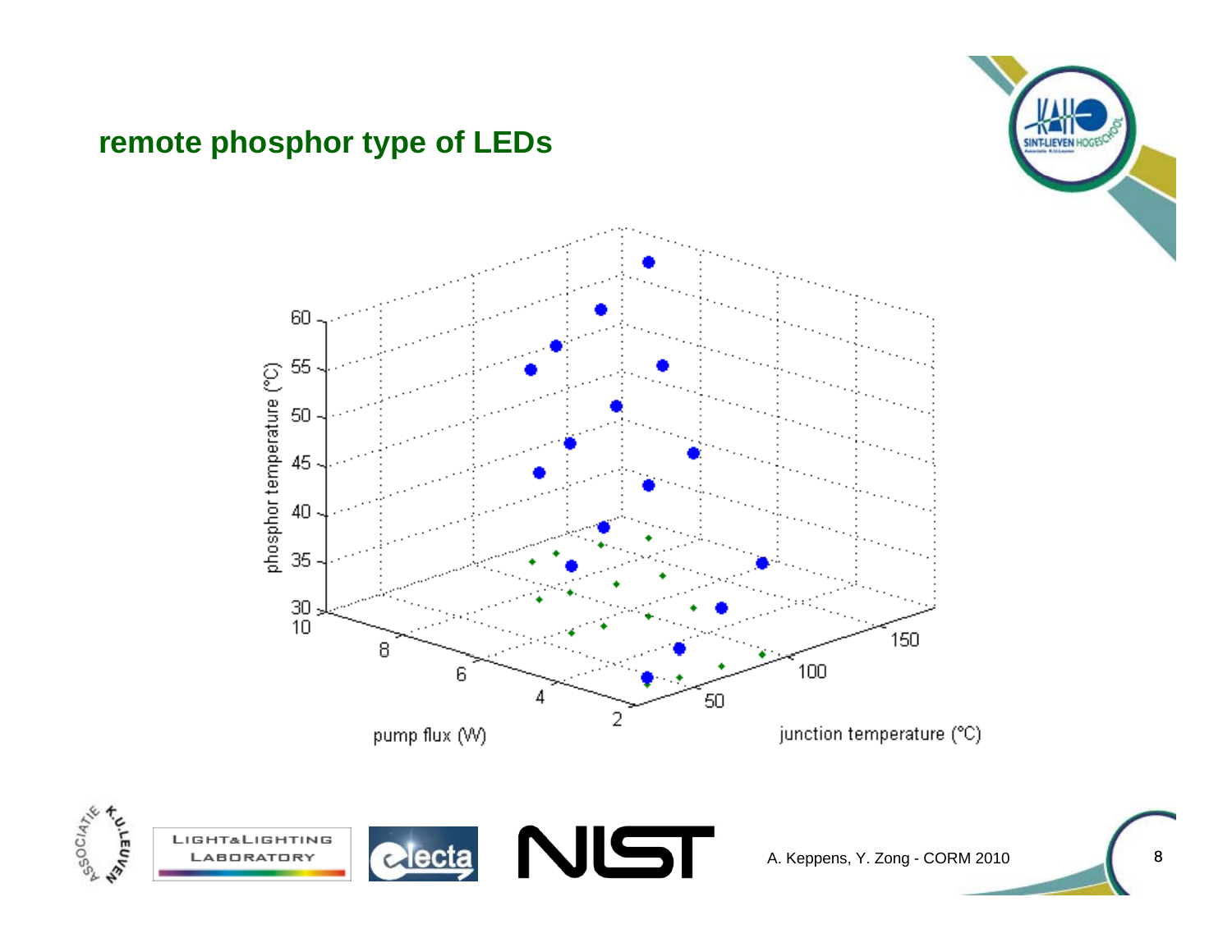## remote phosphor type of LEDs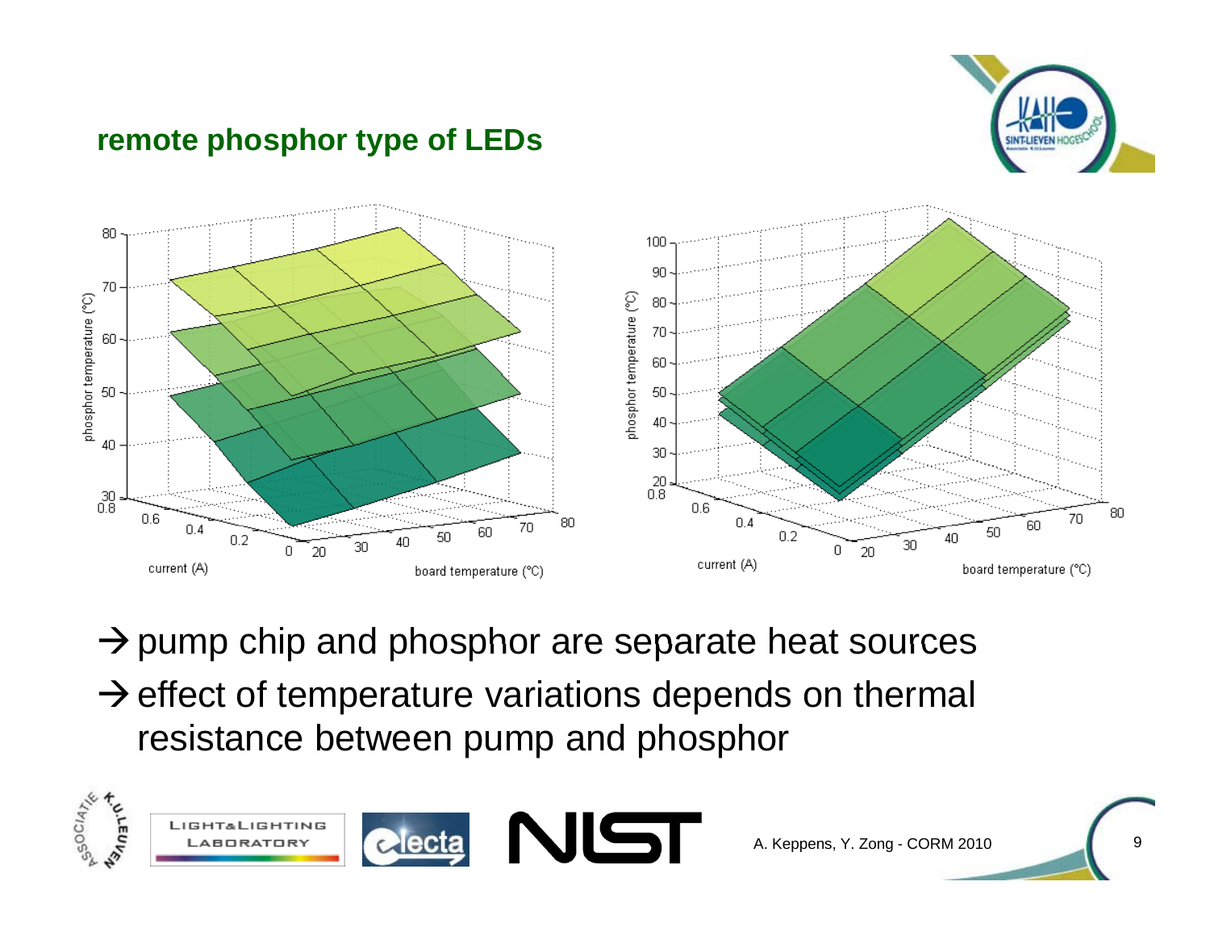## remote phosphor type of LEDs

→ pump chip and phosphor are separate heat sources

→ effect of temperature variations depends on thermal resistance between pump and phosphor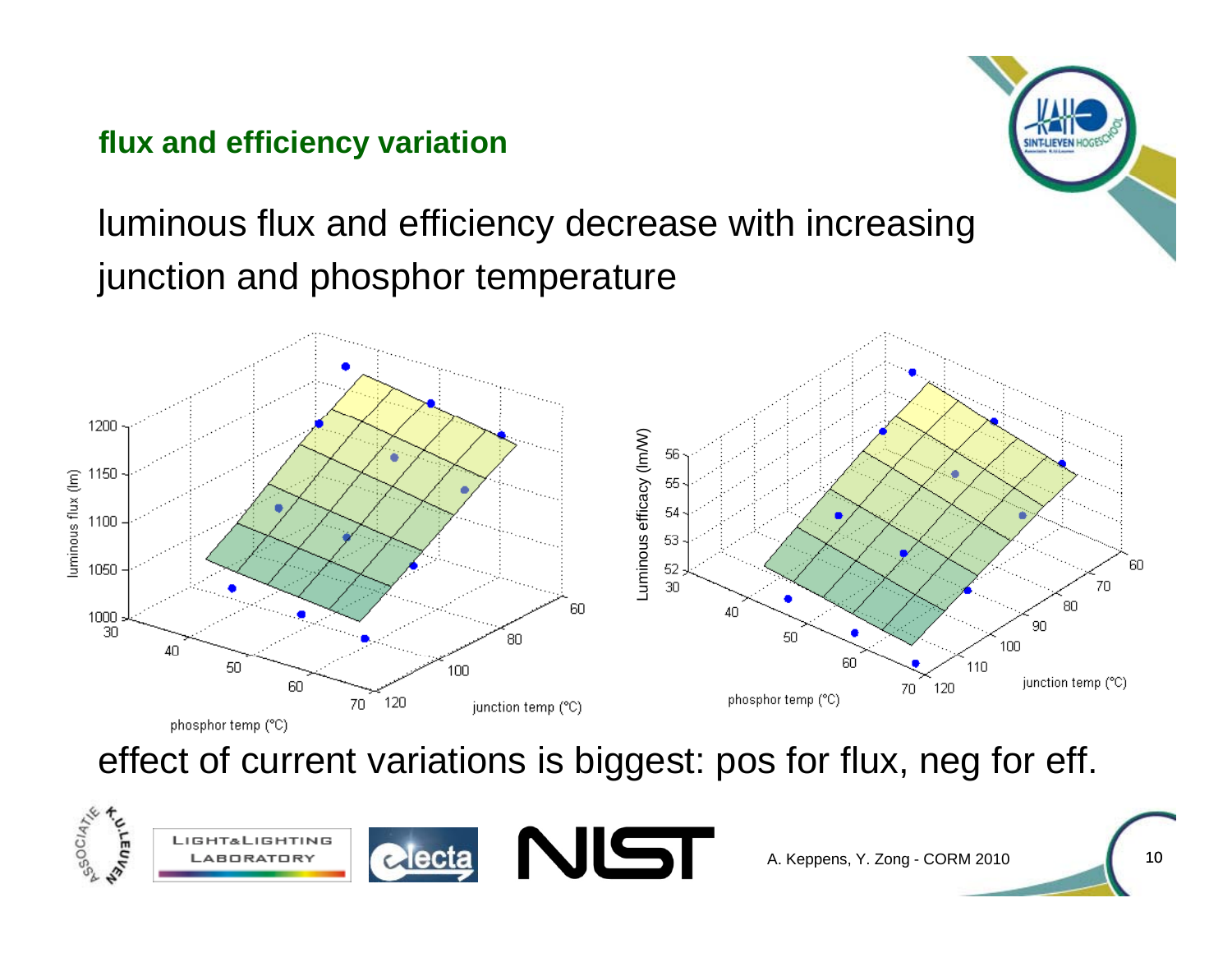## flux and efficiency variation

luminous flux and efficiency decrease with increasing junction and phosphor temperature

effect of current variations is biggest: pos for flux, neg for eff.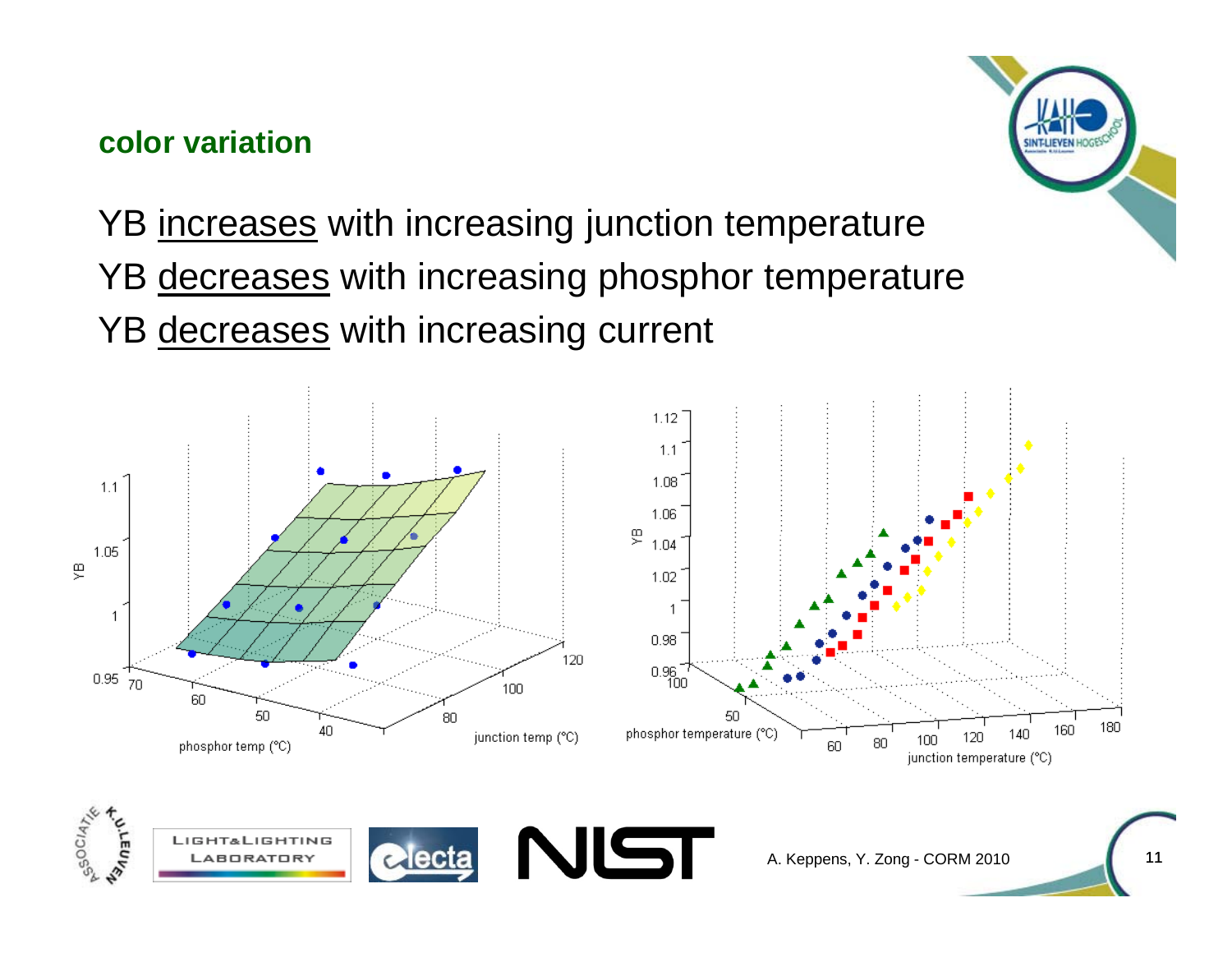## color variation

YB increases with increasing junction temperature

YB decreases with increasing phosphor temperature

YB decreases with increasing current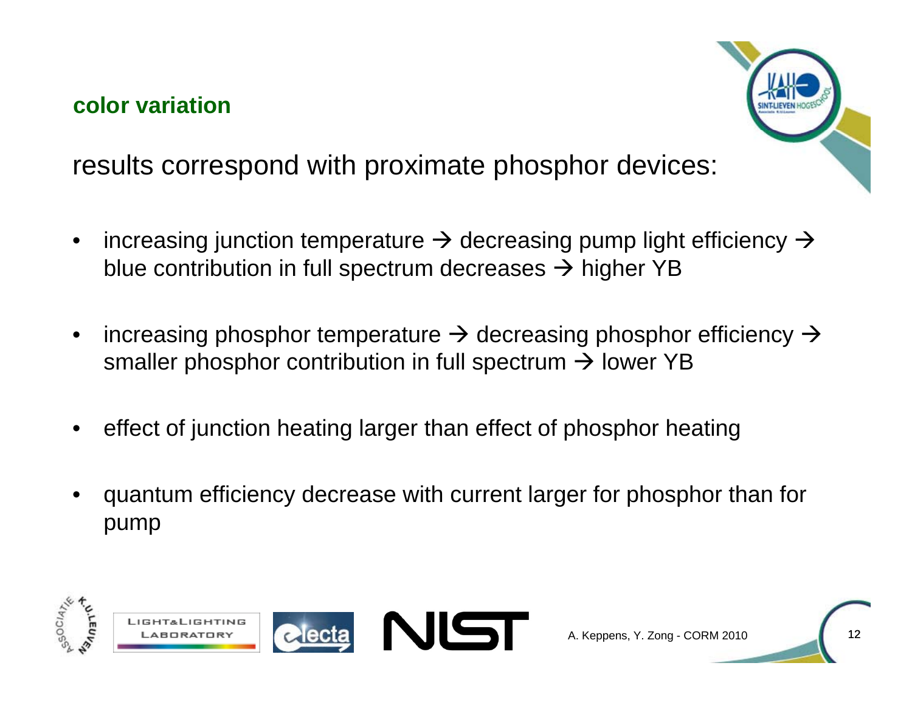## color variation

results correspond with proximate phosphor devices:

- increasing junction temperature → decreasing pump light efficiency → blue contribution in full spectrum decreases → higher YB
- increasing phosphor temperature → decreasing phosphor efficiency → smaller phosphor contribution in full spectrum → lower YB
- effect of junction heating larger than effect of phosphor heating
- quantum efficiency decrease with current larger for phosphor than for pump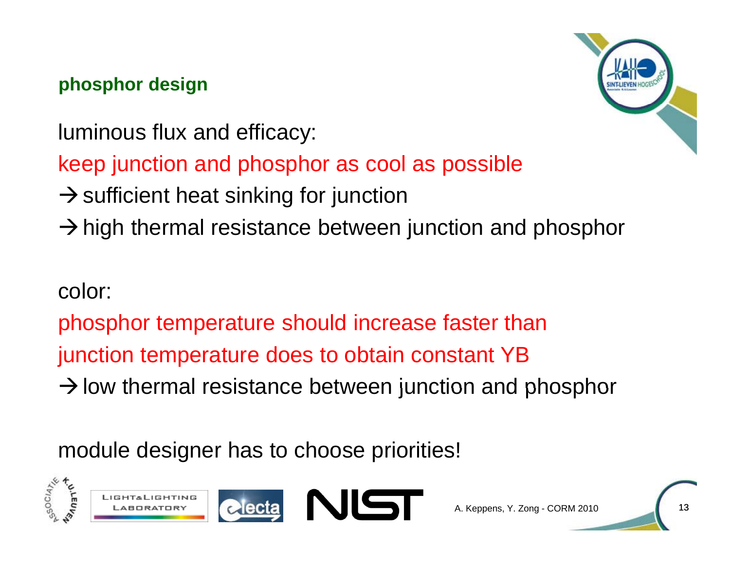## phosphor design

luminous flux and efficacy:

keep junction and phosphor as cool as possible

→ sufficient heat sinking for junction

→ high thermal resistance between junction and phosphor

color:

phosphor temperature should increase faster than junction temperature does to obtain constant YB

→ low thermal resistance between junction and phosphor

module designer has to choose priorities!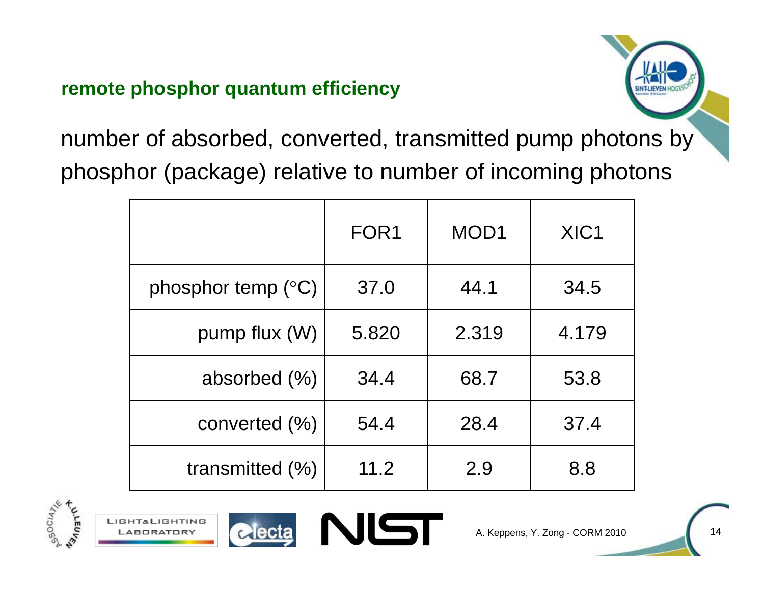## remote phosphor quantum efficiency

number of absorbed, converted, transmitted pump photons by phosphor (package) relative to number of incoming photons

| | FOR1 | MOD1 | XIC1 |
|---|---|---|---|
| phosphor temp (°C) | 37.0 | 44.1 | 34.5 |
| pump flux (W) | 5.820 | 2.319 | 4.179 |
| absorbed (%) | 34.4 | 68.7 | 53.8 |
| converted (%) | 54.4 | 28.4 | 37.4 |
| transmitted (%) | 11.2 | 2.9 | 8.8 |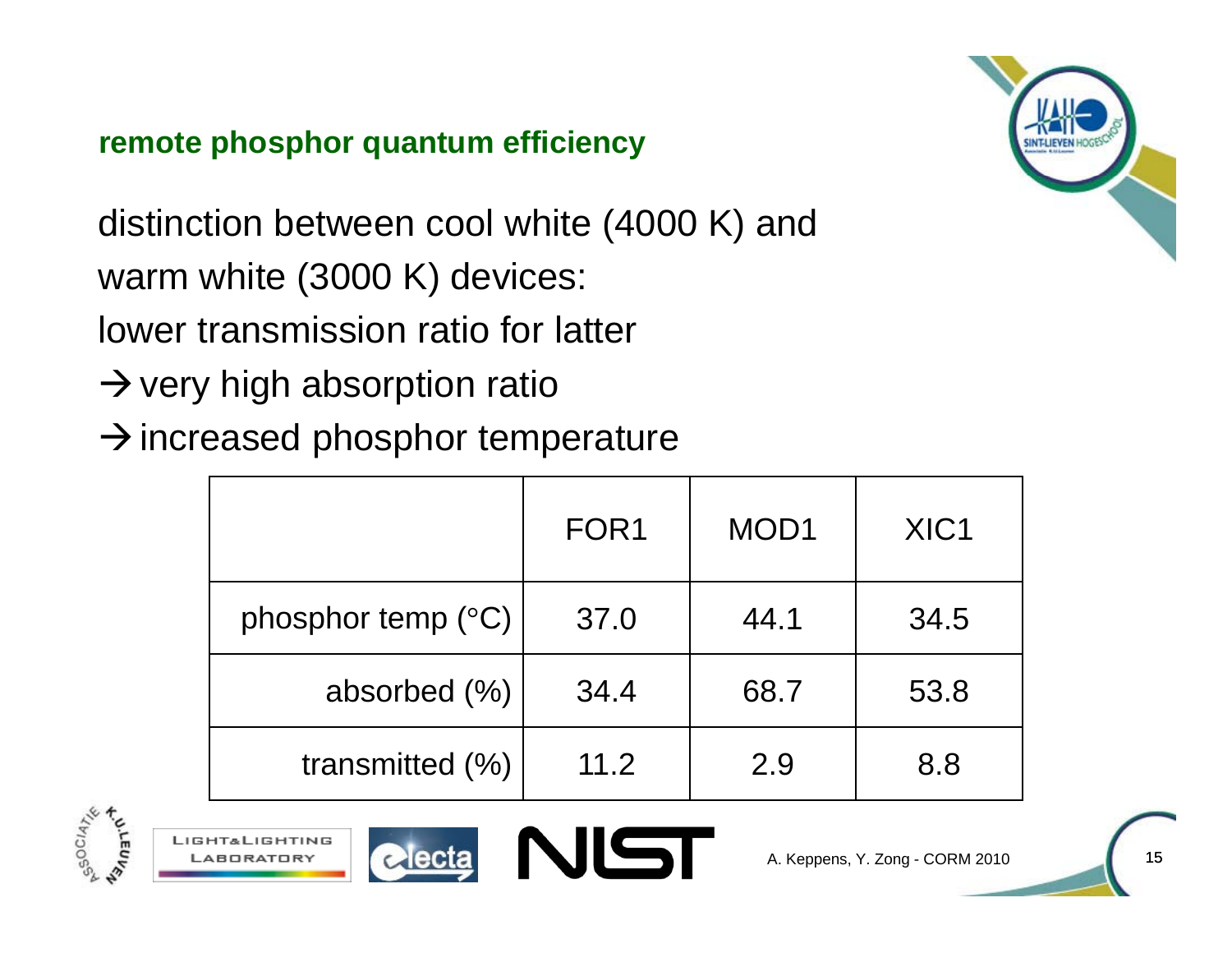## remote phosphor quantum efficiency

distinction between cool white (4000 K) and warm white (3000 K) devices:
lower transmission ratio for latter
→ very high absorption ratio
→ increased phosphor temperature

| | FOR1 | MOD1 | XIC1 |
|---|---|---|---|
| phosphor temp (°C) | 37.0 | 44.1 | 34.5 |
| absorbed (%) | 34.4 | 68.7 | 53.8 |
| transmitted (%) | 11.2 | 2.9 | 8.8 |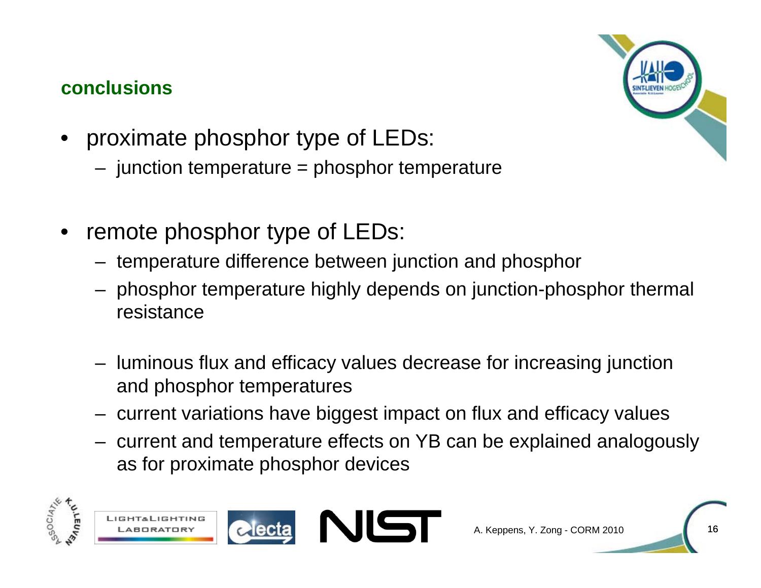## conclusions

- proximate phosphor type of LEDs:
  - junction temperature = phosphor temperature

- remote phosphor type of LEDs:
  - temperature difference between junction and phosphor
  - phosphor temperature highly depends on junction-phosphor thermal resistance

  - luminous flux and efficacy values decrease for increasing junction and phosphor temperatures
  - current variations have biggest impact on flux and efficacy values
  - current and temperature effects on YB can be explained analogously as for proximate phosphor devices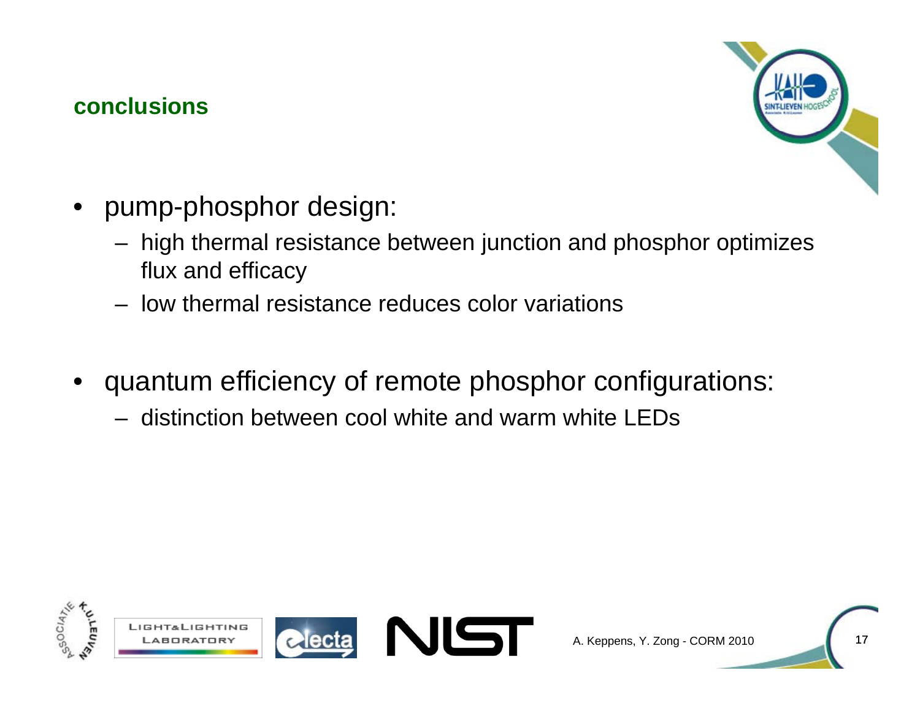## conclusions

- pump-phosphor design:
  - high thermal resistance between junction and phosphor optimizes flux and efficacy
  - low thermal resistance reduces color variations

- quantum efficiency of remote phosphor configurations:
  - distinction between cool white and warm white LEDs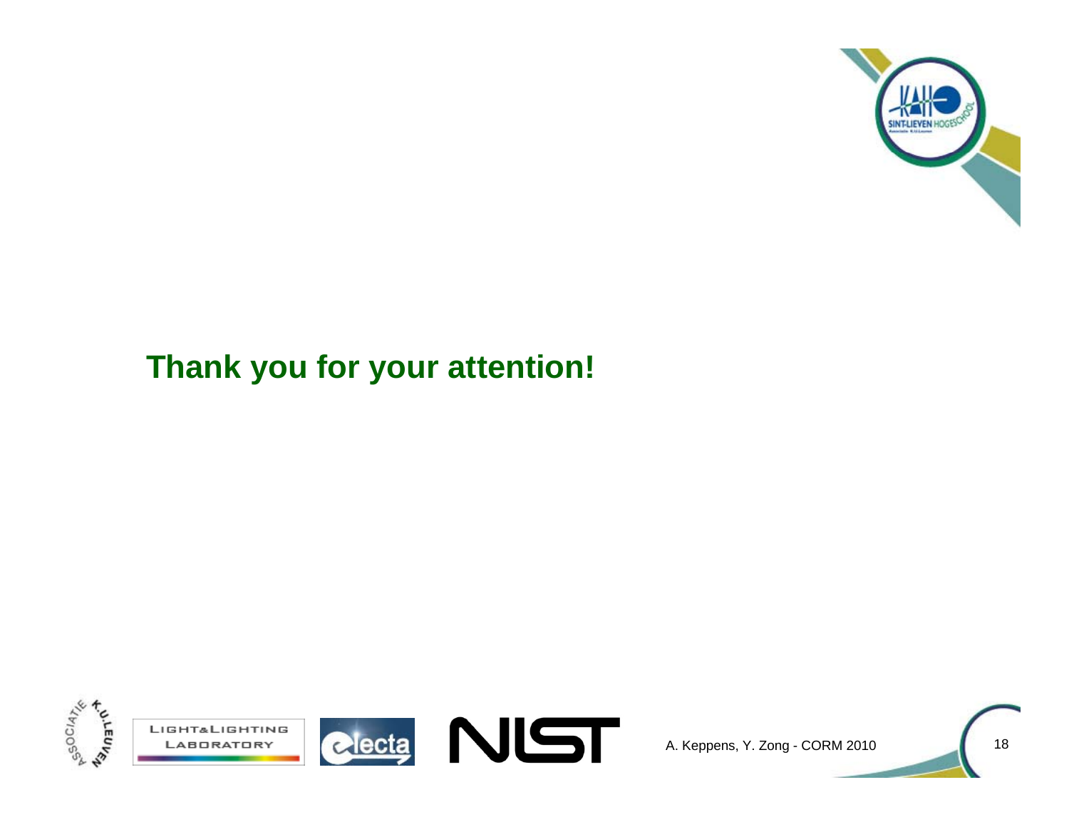**Thank you for your attention!**